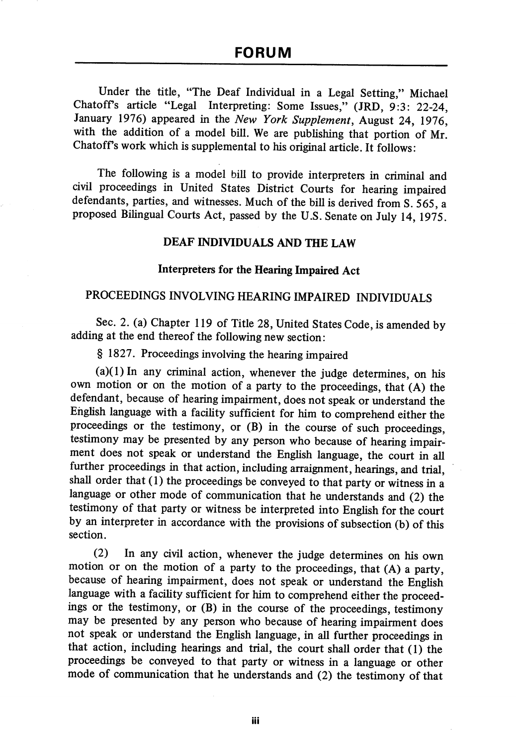# FORUM

Under the title, "The Deaf Individual in a Legal Setting," Michael Chatoff's article "Legal Interpreting: Some Issues," (JRD, 9:3: 22-24, January 1976) appeared in the *New York Supplement*, August 24, 1976, with the addition of a model bill. We are publishing that portion of Mr. Chatoff's work which is supplemental to his original article. It follows:

The following is a model bill to provide interpreters in criminal and civil proceedings in United States District Courts for hearing impaired defendants, parties, and witnesses. Much of the bill is derived from S. 565, a proposed Bilingual Courts Act, passed by the U.S. Senate on July 14, 1975.

## DEAF INDIVIDUALS AND THE LAW

### Interpreters for the Hearing Impaired Act

### PROCEEDINGS INVOLVING HEARING IMPAIRED INDIVIDUALS

Sec. 2. (a) Chapter 119 of Title 28, United States Code, is amended by adding at the end thereof the following new section:

§ 1827. Proceedings involving the hearing impaired

(a)(1) In any criminal action, whenever the judge determines, on his own motion or on the motion of a party to the proceedings, that (A) the defendant, because of hearing impairment, does not speak or understand the English language with a facility sufficient for him to comprehend either the proceedings or the testimony, or (B) in the course of such proceedings, testimony may be presented by any person who because of hearing impairment does not speak or understand the English language, the court in all further proceedings in that action, including arraignment, hearings, and trial, shall order that (1) the proceedings be conveyed to that party or witness in a language or other mode of communication that he understands and (2) the testimony of that party or witness be interpreted into English for the court by an interpreter in accordance with the provisions of subsection (b) of this section.

(2) In any civil action, whenever the judge determines on his own motion or on the motion of a party to the proceedings, that (A) a party, because of hearing impairment, does not speak or understand the English language with a facility sufficient for him to comprehend either the proceedings or the testimony, or (B) in the course of the proceedings, testimony may be presented by any person who because of hearing impairment does not speak or understand the English language, in all further proceedings in that action, including hearings and trial, the court shall order that (1) the proceedings be conveyed to that party or witness in a language or other mode of communication that he understands and (2) the testimony of that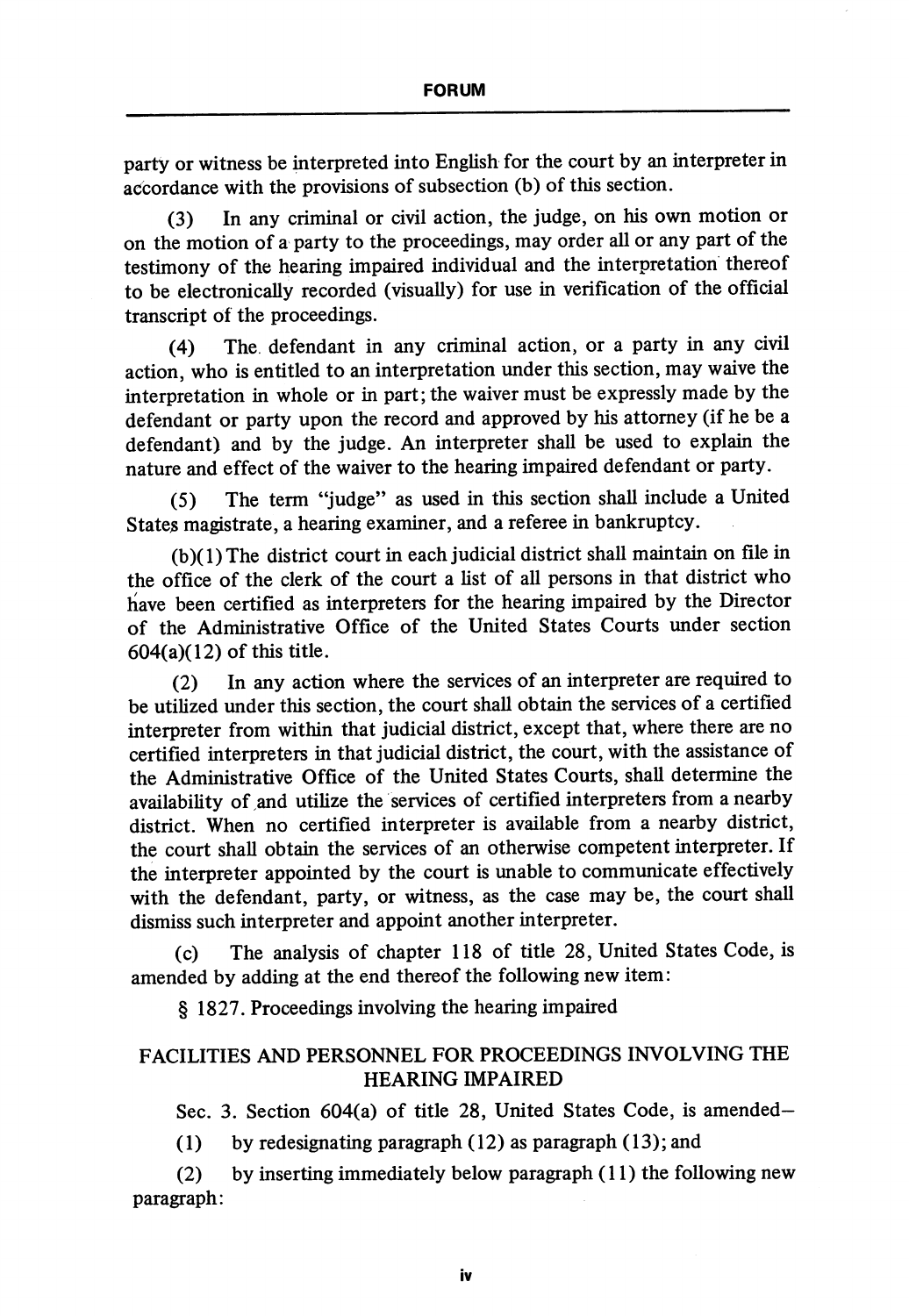party or witness be interpreted into English for the court by an interpreter in accordance with the provisions of subsection (b) of this section.

(3) In any criminal or civil action, the judge, on his own motion or on the motion of a party to the proceedings, may order all or any part of the testimony of the hearing impaired individual and the interpretation thereof to be electronically recorded (visually) for use in verification of the official transcript of the proceedings.

(4) The defendant in any criminal action, or a party in any civil action, who is entitled to an interpretation under this section, may waive the interpretation in whole or in part; the waiver must be expressly made by the defendant or party upon the record and approved by his attorney (if he be a defendant) and by the judge. An interpreter shall be used to explain the nature and effect of the waiver to the hearing impaired defendant or party.

(5) The term "judge" as used in this section shall include a United States magistrate, a hearing examiner, and a referee in bankruptcy.

(b)(1) The district court in each judicial district shall maintain on file in the office of the clerk of the court a list of all persons in that district who have been certified as interpreters for the hearing impaired by the Director of the Administrative Office of the United States Courts under section 604(a)(12) of this title.

(2) In any action where the services of an interpreter are required to be utilized under this section, the court shall obtain the services of a certified interpreter from within that judicial district, except that, where there are no certified interpreters in that judicial district, the court, with the assistance of the Administrative Office of the United States Courts, shall determine the availability of and utilize the services of certified interpreters from a nearby district. When no certified interpreter is available from a nearby district, the court shall obtain the services of an otherwise competent interpreter. If the interpreter appointed by the court is unable to communicate effectively with the defendant, party, or witness, as the case may be, the court shall dismiss such interpreter and appoint another interpreter.

(c) The analysis of chapter 118 of title 28, United States Code, is amended by adding at the end thereof the following new item:

§ 1827. Proceedings involving the hearing impaired

## FACILITIES AND PERSONNEL FOR PROCEEDINGS INVOLVING THE HEARING IMPAIRED

Sec. 3. Section 604(a) of title 28, United States Code, is amended—

(1) by redesignating paragraph (12) as paragraph (13); and

(2) by inserting immediately below paragraph (11) the following new paragraph: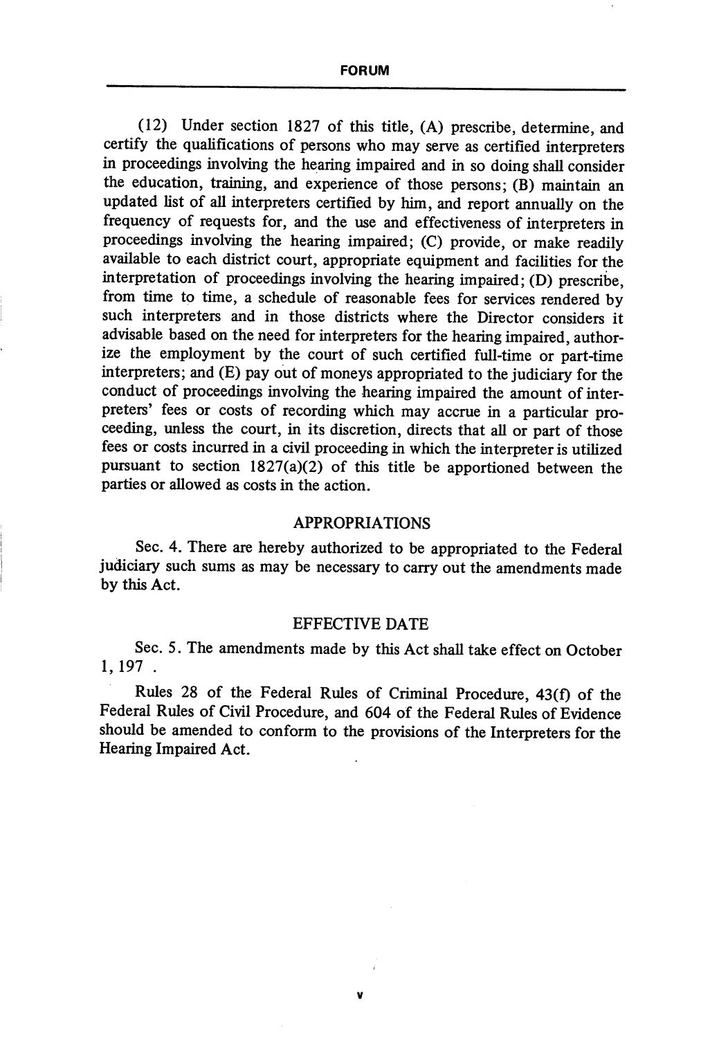(12) Under section 1827 of this title, (A) prescribe, determine, and certify the qualifications of persons who may serve as certified interpreters in proceedings involving the hearing impaired and in so doing shall consider the education, training, and experience of those persons; (B) maintain an updated list of all interpreters certified by him, and report annually on the frequency of requests for, and the use and effectiveness of interpreters in proceedings involving the hearing impaired; (C) provide, or make readily available to each district court, appropriate equipment and facilities for the interpretation of proceedings involving the hearing impaired; (D) prescribe, from time to time, a schedule of reasonable fees for services rendered by such interpreters and in those districts where the Director considers it advisable based on the need for interpreters for the hearing impaired, authorize the employment by the court of such certified full-time or part-time interpreters; and (E) pay out of moneys appropriated to the judiciary for the conduct of proceedings involving the hearing impaired the amount of interpreters' fees or costs of recording which may accrue in a particular proceeding, unless the court, in its discretion, directs that all or part of those fees or costs incurred in a civil proceeding in which the interpreter is utilized pursuant to section 1827(a)(2) of this title be apportioned between the parties or allowed as costs in the action.

## APPROPRIATIONS

Sec. 4. There are hereby authorized to be appropriated to the Federal judiciary such sums as may be necessary to carry out the amendments made by this Act.

## EFFECTIVE DATE

Sec. 5. The amendments made by this Act shall take effect on October 1, 197 .

Rules 28 of the Federal Rules of Criminal Procedure, 43(f) of the Federal Rules of Civil Procedure, and 604 of the Federal Rules of Evidence should be amended to conform to the provisions of the Interpreters for the Hearing Impaired Act.